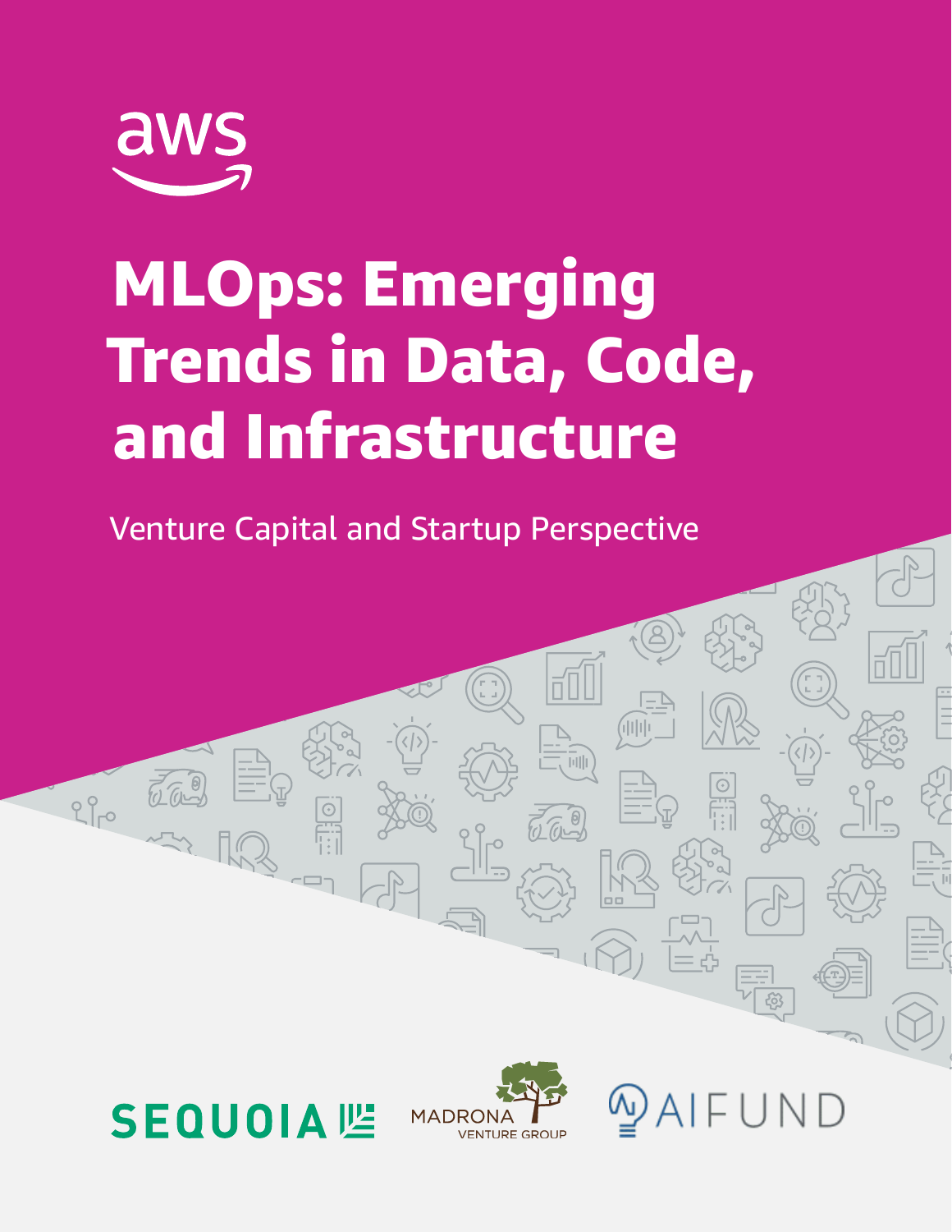aws

# MLOps: Emerging Trends in Data, Code, and Infrastructure

Venture Capital and Startup Perspective

SEQUOIA

MADRONA VENTURE GROUP

AIFUND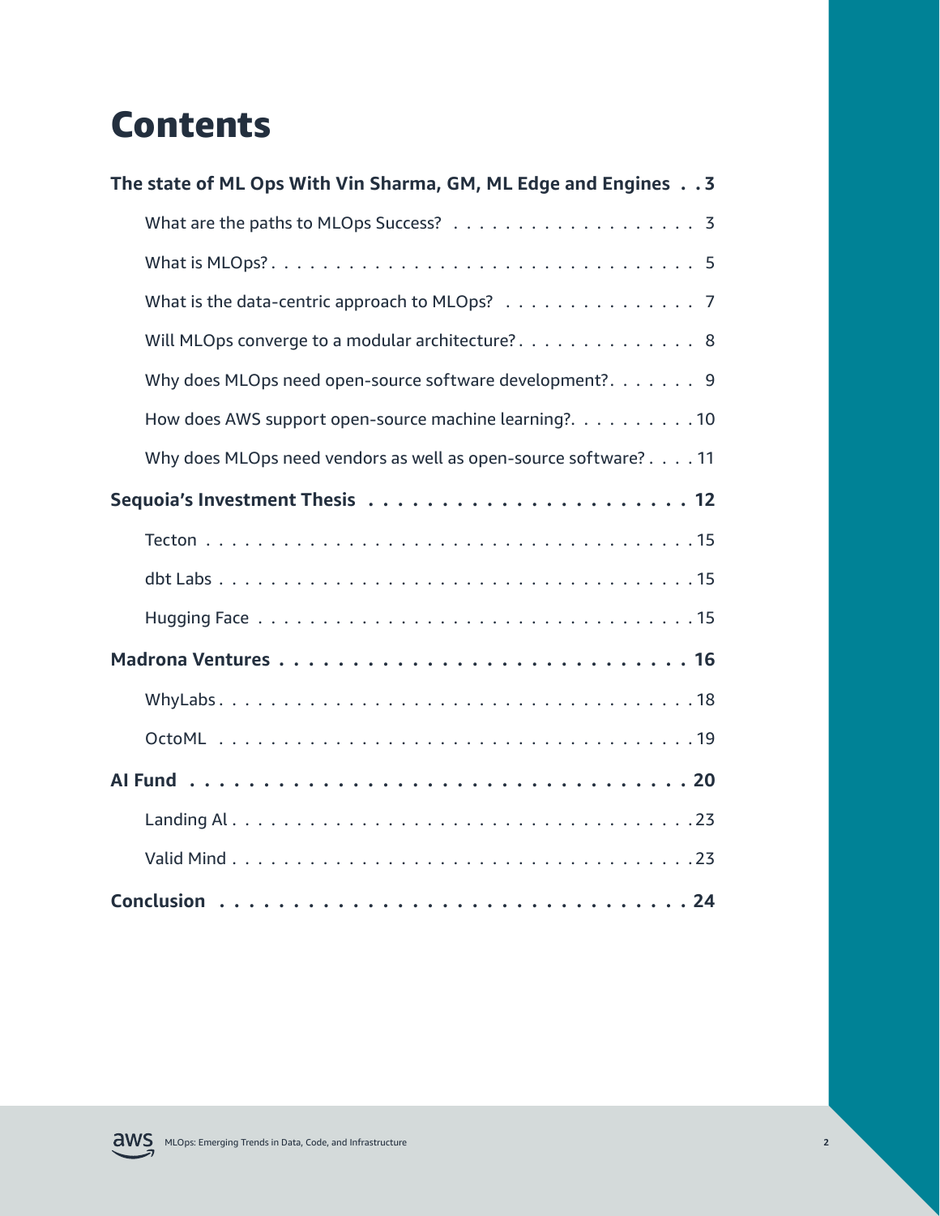# Contents

**The state of ML Ops With Vin Sharma, GM, ML Edge and Engines . . 3**

- What are the paths to MLOps Success? . . . . . . . . . . . . . . . . . . . . 3
- What is MLOps? . . . . . . . . . . . . . . . . . . . . . . . . . . . . . . . . . 5
- What is the data-centric approach to MLOps? . . . . . . . . . . . . . . . 7
- Will MLOps converge to a modular architecture? . . . . . . . . . . . . . . 8
- Why does MLOps need open-source software development? . . . . . . . 9
- How does AWS support open-source machine learning? . . . . . . . . . . 10
- Why does MLOps need vendors as well as open-source software? . . . . 11

**Sequoia's Investment Thesis . . . . . . . . . . . . . . . . . . . . . . 12**

- Tecton . . . . . . . . . . . . . . . . . . . . . . . . . . . . . . . . . . . . 15
- dbt Labs . . . . . . . . . . . . . . . . . . . . . . . . . . . . . . . . . . . 15
- Hugging Face . . . . . . . . . . . . . . . . . . . . . . . . . . . . . . . . . 15

**Madrona Ventures . . . . . . . . . . . . . . . . . . . . . . . . . . . . 16**

- WhyLabs . . . . . . . . . . . . . . . . . . . . . . . . . . . . . . . . . . . 18
- OctoML . . . . . . . . . . . . . . . . . . . . . . . . . . . . . . . . . . . . 19

**AI Fund . . . . . . . . . . . . . . . . . . . . . . . . . . . . . . . . . . 20**

- Landing AI . . . . . . . . . . . . . . . . . . . . . . . . . . . . . . . . . . 23
- Valid Mind . . . . . . . . . . . . . . . . . . . . . . . . . . . . . . . . . . 23

**Conclusion . . . . . . . . . . . . . . . . . . . . . . . . . . . . . . . . 24**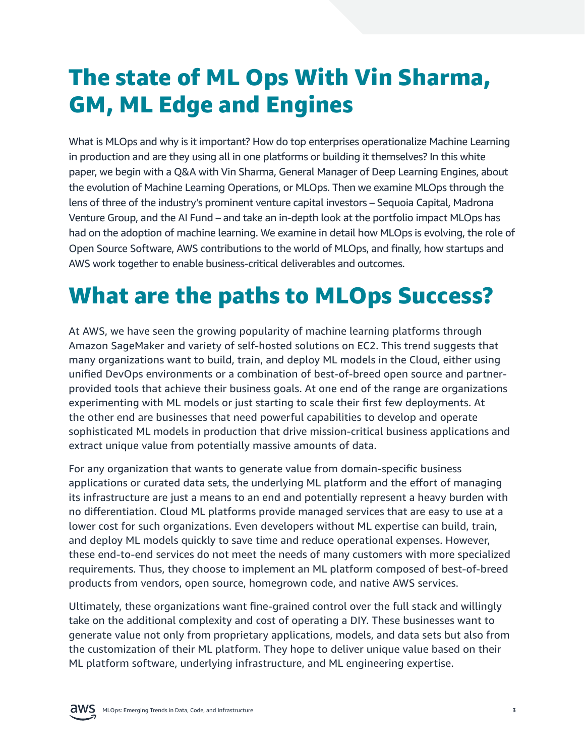# The state of ML Ops With Vin Sharma, GM, ML Edge and Engines

What is MLOps and why is it important? How do top enterprises operationalize Machine Learning in production and are they using all in one platforms or building it themselves? In this white paper, we begin with a Q&A with Vin Sharma, General Manager of Deep Learning Engines, about the evolution of Machine Learning Operations, or MLOps. Then we examine MLOps through the lens of three of the industry's prominent venture capital investors – Sequoia Capital, Madrona Venture Group, and the AI Fund – and take an in-depth look at the portfolio impact MLOps has had on the adoption of machine learning. We examine in detail how MLOps is evolving, the role of Open Source Software, AWS contributions to the world of MLOps, and finally, how startups and AWS work together to enable business-critical deliverables and outcomes.

# What are the paths to MLOps Success?

At AWS, we have seen the growing popularity of machine learning platforms through Amazon SageMaker and variety of self-hosted solutions on EC2. This trend suggests that many organizations want to build, train, and deploy ML models in the Cloud, either using unified DevOps environments or a combination of best-of-breed open source and partner-provided tools that achieve their business goals. At one end of the range are organizations experimenting with ML models or just starting to scale their first few deployments. At the other end are businesses that need powerful capabilities to develop and operate sophisticated ML models in production that drive mission-critical business applications and extract unique value from potentially massive amounts of data.

For any organization that wants to generate value from domain-specific business applications or curated data sets, the underlying ML platform and the effort of managing its infrastructure are just a means to an end and potentially represent a heavy burden with no differentiation. Cloud ML platforms provide managed services that are easy to use at a lower cost for such organizations. Even developers without ML expertise can build, train, and deploy ML models quickly to save time and reduce operational expenses. However, these end-to-end services do not meet the needs of many customers with more specialized requirements. Thus, they choose to implement an ML platform composed of best-of-breed products from vendors, open source, homegrown code, and native AWS services.

Ultimately, these organizations want fine-grained control over the full stack and willingly take on the additional complexity and cost of operating a DIY. These businesses want to generate value not only from proprietary applications, models, and data sets but also from the customization of their ML platform. They hope to deliver unique value based on their ML platform software, underlying infrastructure, and ML engineering expertise.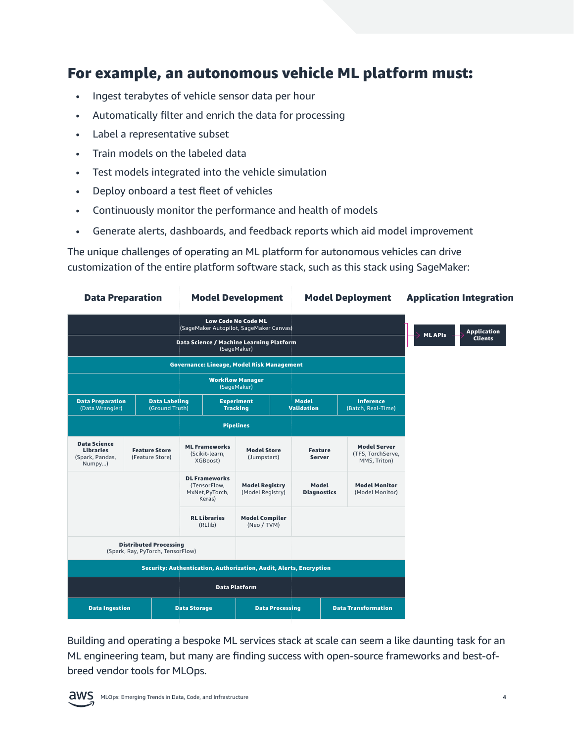## For example, an autonomous vehicle ML platform must:

- Ingest terabytes of vehicle sensor data per hour
- Automatically filter and enrich the data for processing
- Label a representative subset
- Train models on the labeled data
- Test models integrated into the vehicle simulation
- Deploy onboard a test fleet of vehicles
- Continuously monitor the performance and health of models
- Generate alerts, dashboards, and feedback reports which aid model improvement

The unique challenges of operating an ML platform for autonomous vehicles can drive customization of the entire platform software stack, such as this stack using SageMaker:

**Data Preparation** | **Model Development** | **Model Deployment** | **Application Integration**

**Low Code No Code ML** (SageMaker Autopilot, SageMaker Canvas)

**Data Science / Machine Learning Platform** (SageMaker)

→ **ML APIs** → **Application Clients**

**Governance: Lineage, Model Risk Management**

**Workflow Manager** (SageMaker)

| Data Preparation (Data Wrangler) | Data Labeling (Ground Truth) | Experiment Tracking | Model Validation | Inference (Batch, Real-Time) |
|---|---|---|---|---|

**Pipelines**

| | | | | | |
|---|---|---|---|---|---|
| Data Science Libraries (Spark, Pandas, Numpy...) | Feature Store (Feature Store) | ML Frameworks (Scikit-learn, XGBoost) | Model Store (Jumpstart) | Feature Server | Model Server (TFS, TorchServe, MMS, Triton) |
| | | DL Frameworks (TensorFlow, MxNet, PyTorch, Keras) | Model Registry (Model Registry) | Model Diagnostics | Model Monitor (Model Monitor) |
| | | RL Libraries (RLlib) | Model Compiler (Neo / TVM) | | |

**Distributed Processing** (Spark, Ray, PyTorch, TensorFlow)

**Security: Authentication, Authorization, Audit, Alerts, Encryption**

**Data Platform**

| Data Ingestion | Data Storage | Data Processing | Data Transformation |
|---|---|---|---|

Building and operating a bespoke ML services stack at scale can seem a like daunting task for an ML engineering team, but many are finding success with open-source frameworks and best-of-breed vendor tools for MLOps.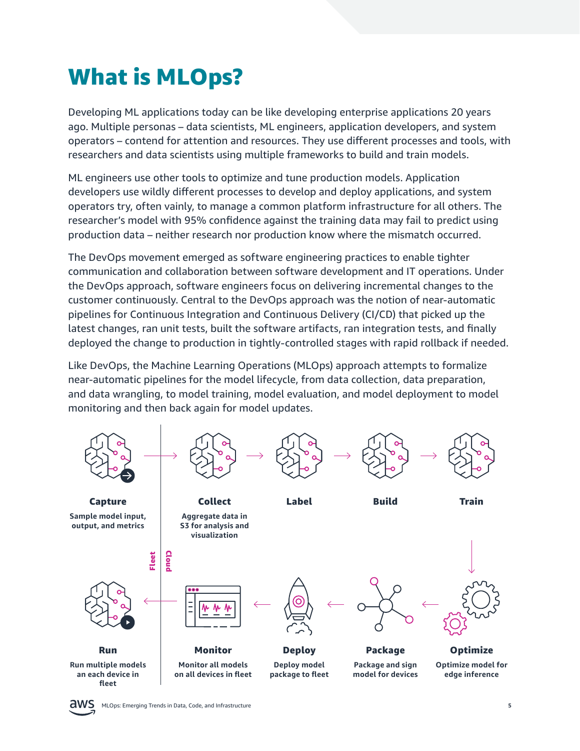# What is MLOps?

Developing ML applications today can be like developing enterprise applications 20 years ago. Multiple personas – data scientists, ML engineers, application developers, and system operators – contend for attention and resources. They use different processes and tools, with researchers and data scientists using multiple frameworks to build and train models.

ML engineers use other tools to optimize and tune production models. Application developers use wildly different processes to develop and deploy applications, and system operators try, often vainly, to manage a common platform infrastructure for all others. The researcher's model with 95% confidence against the training data may fail to predict using production data – neither research nor production know where the mismatch occurred.

The DevOps movement emerged as software engineering practices to enable tighter communication and collaboration between software development and IT operations. Under the DevOps approach, software engineers focus on delivering incremental changes to the customer continuously. Central to the DevOps approach was the notion of near-automatic pipelines for Continuous Integration and Continuous Delivery (CI/CD) that picked up the latest changes, ran unit tests, built the software artifacts, ran integration tests, and finally deployed the change to production in tightly-controlled stages with rapid rollback if needed.

Like DevOps, the Machine Learning Operations (MLOps) approach attempts to formalize near-automatic pipelines for the model lifecycle, from data collection, data preparation, and data wrangling, to model training, model evaluation, and model deployment to model monitoring and then back again for model updates.

**Capture**
Sample model input, output, and metrics

**Collect**
Aggregate data in S3 for analysis and visualization

**Label**

**Build**

**Train**

**Optimize**
Optimize model for edge inference

**Package**
Package and sign model for devices

**Deploy**
Deploy model package to fleet

**Monitor**
Monitor all models on all devices in fleet

**Run**
Run multiple models an each device in fleet

Fleet | Cloud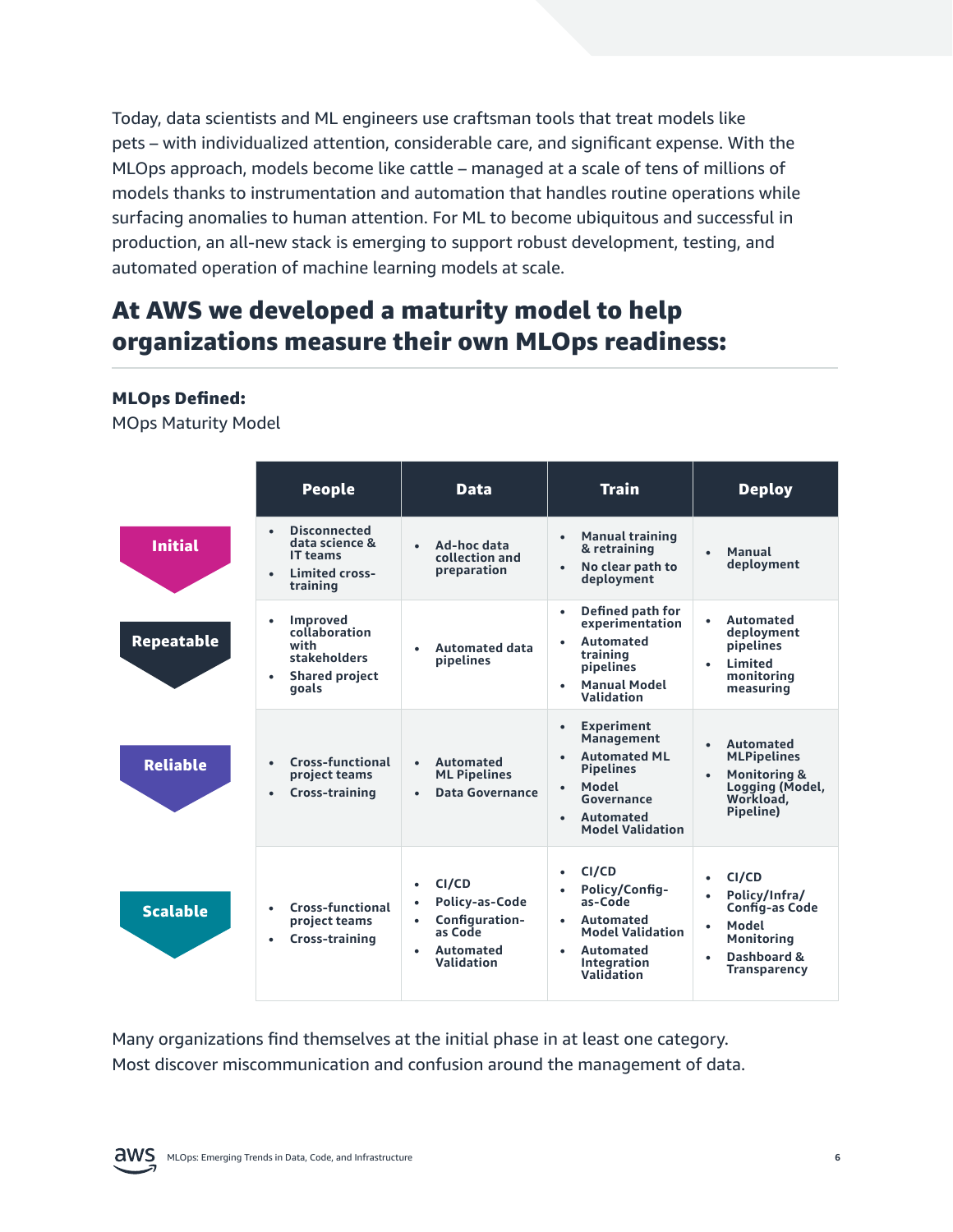Today, data scientists and ML engineers use craftsman tools that treat models like pets – with individualized attention, considerable care, and significant expense. With the MLOps approach, models become like cattle – managed at a scale of tens of millions of models thanks to instrumentation and automation that handles routine operations while surfacing anomalies to human attention. For ML to become ubiquitous and successful in production, an all-new stack is emerging to support robust development, testing, and automated operation of machine learning models at scale.

## At AWS we developed a maturity model to help organizations measure their own MLOps readiness:

**MLOps Defined:**

MOps Maturity Model

| | People | Data | Train | Deploy |
|---|---|---|---|---|
| **Initial** | • Disconnected data science & IT teams<br>• Limited cross-training | • Ad-hoc data collection and preparation | • Manual training & retraining<br>• No clear path to deployment | • Manual deployment |
| **Repeatable** | • Improved collaboration with stakeholders<br>• Shared project goals | • Automated data pipelines | • Defined path for experimentation<br>• Automated training pipelines<br>• Manual Model Validation | • Automated deployment pipelines<br>• Limited monitoring measuring |
| **Reliable** | • Cross-functional project teams<br>• Cross-training | • Automated ML Pipelines<br>• Data Governance | • Experiment Management<br>• Automated ML Pipelines<br>• Model Governance<br>• Automated Model Validation | • Automated MLPipelines<br>• Monitoring & Logging (Model, Workload, Pipeline) |
| **Scalable** | • Cross-functional project teams<br>• Cross-training | • CI/CD<br>• Policy-as-Code<br>• Configuration-as Code<br>• Automated Validation | • CI/CD<br>• Policy/Config-as-Code<br>• Automated Model Validation<br>• Automated Integration Validation | • CI/CD<br>• Policy/Infra/Config-as Code<br>• Model Monitoring<br>• Dashboard & Transparency |

Many organizations find themselves at the initial phase in at least one category. Most discover miscommunication and confusion around the management of data.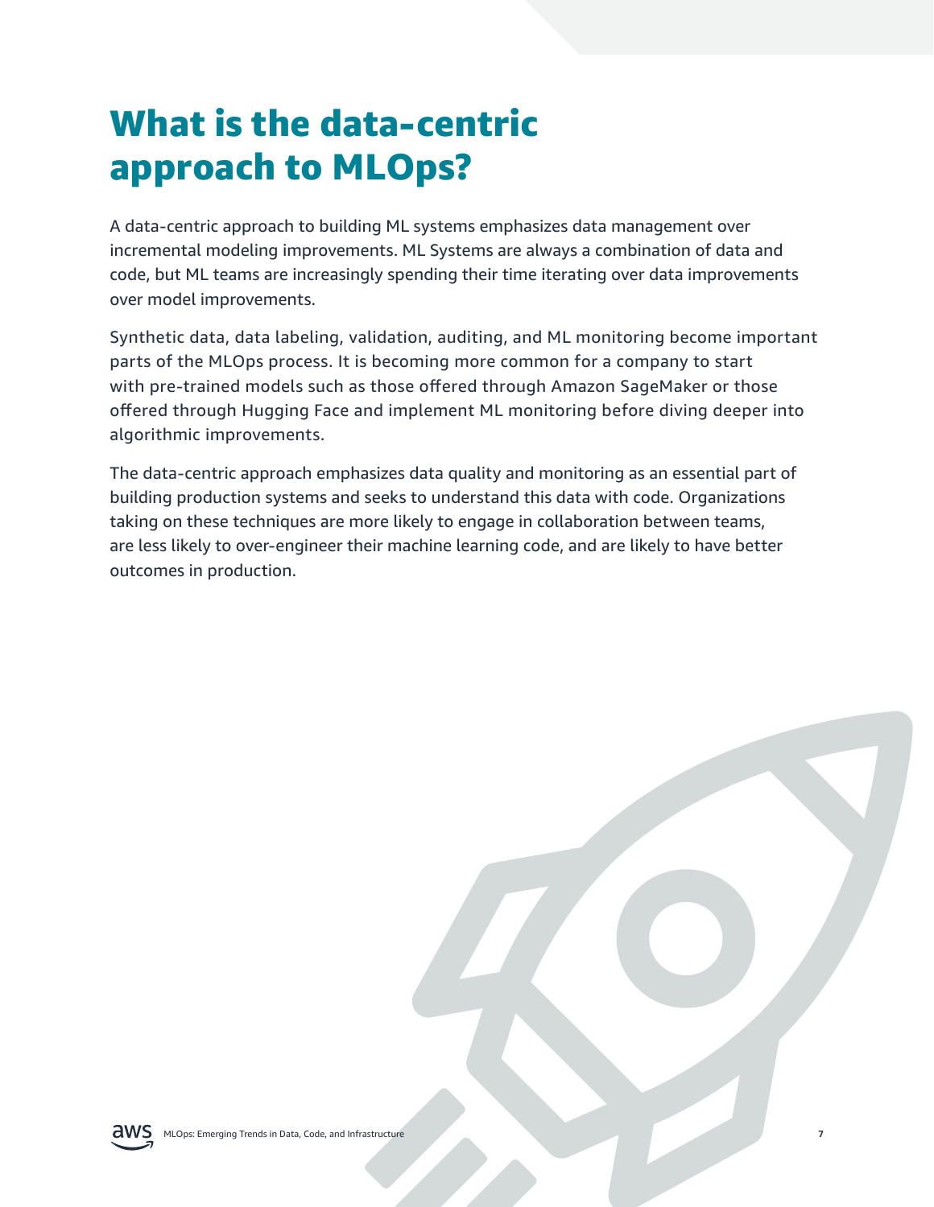# What is the data-centric approach to MLOps?

A data-centric approach to building ML systems emphasizes data management over incremental modeling improvements. ML Systems are always a combination of data and code, but ML teams are increasingly spending their time iterating over data improvements over model improvements.

Synthetic data, data labeling, validation, auditing, and ML monitoring become important parts of the MLOps process. It is becoming more common for a company to start with pre-trained models such as those offered through Amazon SageMaker or those offered through Hugging Face and implement ML monitoring before diving deeper into algorithmic improvements.

The data-centric approach emphasizes data quality and monitoring as an essential part of building production systems and seeks to understand this data with code. Organizations taking on these techniques are more likely to engage in collaboration between teams, are less likely to over-engineer their machine learning code, and are likely to have better outcomes in production.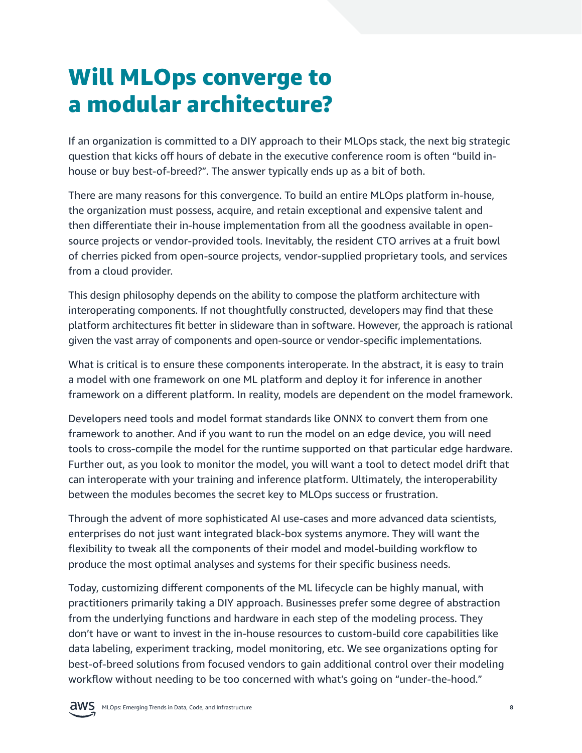# Will MLOps converge to a modular architecture?

If an organization is committed to a DIY approach to their MLOps stack, the next big strategic question that kicks off hours of debate in the executive conference room is often "build in-house or buy best-of-breed?". The answer typically ends up as a bit of both.

There are many reasons for this convergence. To build an entire MLOps platform in-house, the organization must possess, acquire, and retain exceptional and expensive talent and then differentiate their in-house implementation from all the goodness available in open-source projects or vendor-provided tools. Inevitably, the resident CTO arrives at a fruit bowl of cherries picked from open-source projects, vendor-supplied proprietary tools, and services from a cloud provider.

This design philosophy depends on the ability to compose the platform architecture with interoperating components. If not thoughtfully constructed, developers may find that these platform architectures fit better in slideware than in software. However, the approach is rational given the vast array of components and open-source or vendor-specific implementations.

What is critical is to ensure these components interoperate. In the abstract, it is easy to train a model with one framework on one ML platform and deploy it for inference in another framework on a different platform. In reality, models are dependent on the model framework.

Developers need tools and model format standards like ONNX to convert them from one framework to another. And if you want to run the model on an edge device, you will need tools to cross-compile the model for the runtime supported on that particular edge hardware. Further out, as you look to monitor the model, you will want a tool to detect model drift that can interoperate with your training and inference platform. Ultimately, the interoperability between the modules becomes the secret key to MLOps success or frustration.

Through the advent of more sophisticated AI use-cases and more advanced data scientists, enterprises do not just want integrated black-box systems anymore. They will want the flexibility to tweak all the components of their model and model-building workflow to produce the most optimal analyses and systems for their specific business needs.

Today, customizing different components of the ML lifecycle can be highly manual, with practitioners primarily taking a DIY approach. Businesses prefer some degree of abstraction from the underlying functions and hardware in each step of the modeling process. They don't have or want to invest in the in-house resources to custom-build core capabilities like data labeling, experiment tracking, model monitoring, etc. We see organizations opting for best-of-breed solutions from focused vendors to gain additional control over their modeling workflow without needing to be too concerned with what's going on "under-the-hood."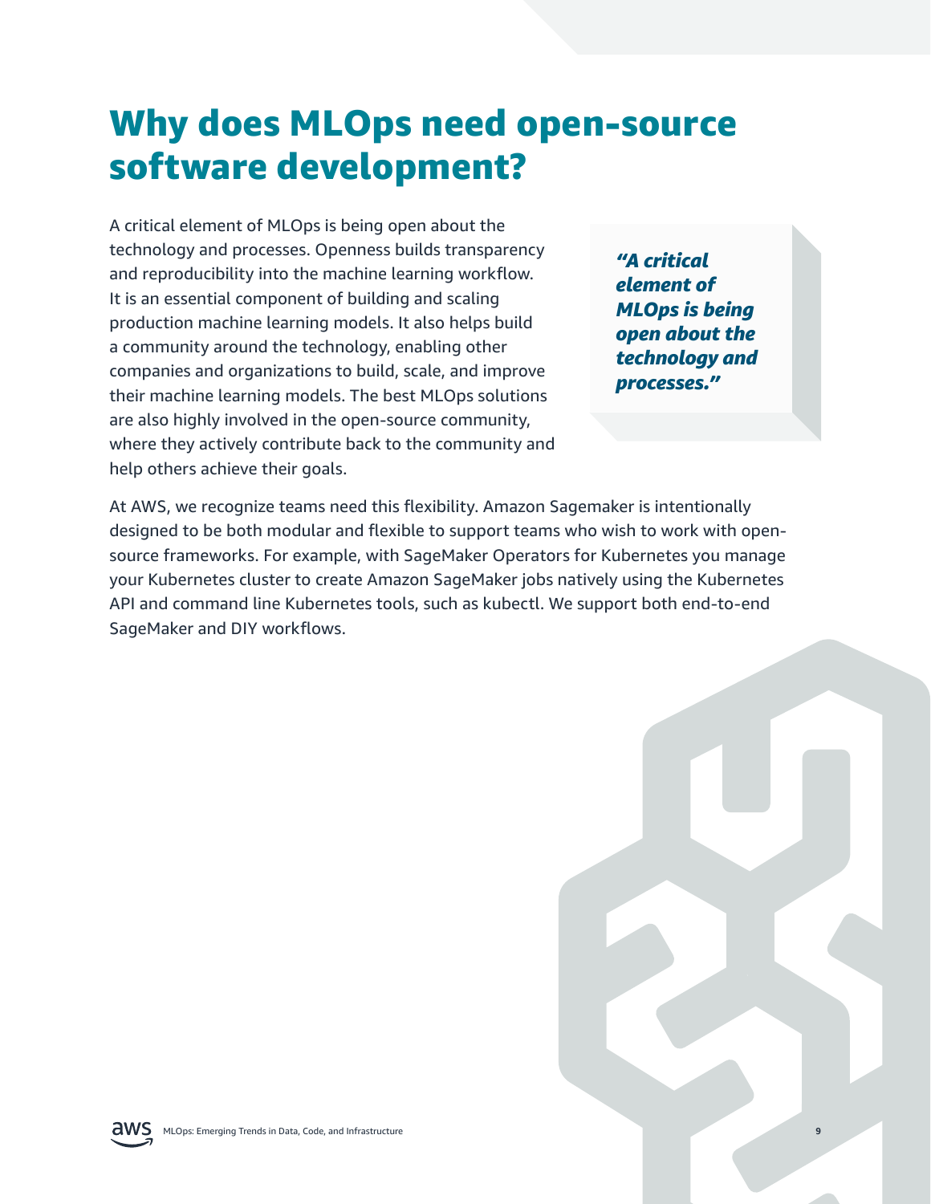# Why does MLOps need open-source software development?

A critical element of MLOps is being open about the technology and processes. Openness builds transparency and reproducibility into the machine learning workflow. It is an essential component of building and scaling production machine learning models. It also helps build a community around the technology, enabling other companies and organizations to build, scale, and improve their machine learning models. The best MLOps solutions are also highly involved in the open-source community, where they actively contribute back to the community and help others achieve their goals.

> ***"A critical element of MLOps is being open about the technology and processes."***

At AWS, we recognize teams need this flexibility. Amazon Sagemaker is intentionally designed to be both modular and flexible to support teams who wish to work with open-source frameworks. For example, with SageMaker Operators for Kubernetes you manage your Kubernetes cluster to create Amazon SageMaker jobs natively using the Kubernetes API and command line Kubernetes tools, such as kubectl. We support both end-to-end SageMaker and DIY workflows.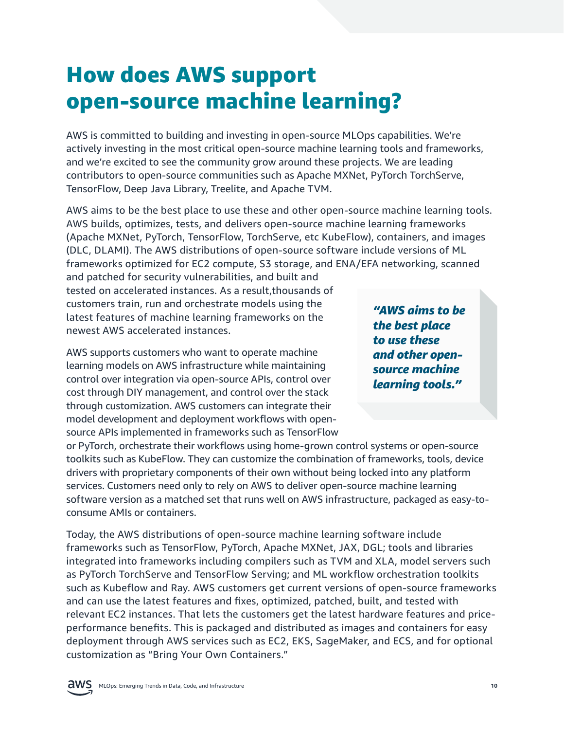# How does AWS support open-source machine learning?

AWS is committed to building and investing in open-source MLOps capabilities. We're actively investing in the most critical open-source machine learning tools and frameworks, and we're excited to see the community grow around these projects. We are leading contributors to open-source communities such as Apache MXNet, PyTorch TorchServe, TensorFlow, Deep Java Library, Treelite, and Apache TVM.

AWS aims to be the best place to use these and other open-source machine learning tools. AWS builds, optimizes, tests, and delivers open-source machine learning frameworks (Apache MXNet, PyTorch, TensorFlow, TorchServe, etc KubeFlow), containers, and images (DLC, DLAMI). The AWS distributions of open-source software include versions of ML frameworks optimized for EC2 compute, S3 storage, and ENA/EFA networking, scanned and patched for security vulnerabilities, and built and tested on accelerated instances. As a result,thousands of customers train, run and orchestrate models using the latest features of machine learning frameworks on the newest AWS accelerated instances.

> ***"AWS aims to be the best place to use these and other open-source machine learning tools."***

AWS supports customers who want to operate machine learning models on AWS infrastructure while maintaining control over integration via open-source APIs, control over cost through DIY management, and control over the stack through customization. AWS customers can integrate their model development and deployment workflows with open-source APIs implemented in frameworks such as TensorFlow or PyTorch, orchestrate their workflows using home-grown control systems or open-source toolkits such as KubeFlow. They can customize the combination of frameworks, tools, device drivers with proprietary components of their own without being locked into any platform services. Customers need only to rely on AWS to deliver open-source machine learning software version as a matched set that runs well on AWS infrastructure, packaged as easy-to-consume AMIs or containers.

Today, the AWS distributions of open-source machine learning software include frameworks such as TensorFlow, PyTorch, Apache MXNet, JAX, DGL; tools and libraries integrated into frameworks including compilers such as TVM and XLA, model servers such as PyTorch TorchServe and TensorFlow Serving; and ML workflow orchestration toolkits such as Kubeflow and Ray. AWS customers get current versions of open-source frameworks and can use the latest features and fixes, optimized, patched, built, and tested with relevant EC2 instances. That lets the customers get the latest hardware features and price-performance benefits. This is packaged and distributed as images and containers for easy deployment through AWS services such as EC2, EKS, SageMaker, and ECS, and for optional customization as "Bring Your Own Containers."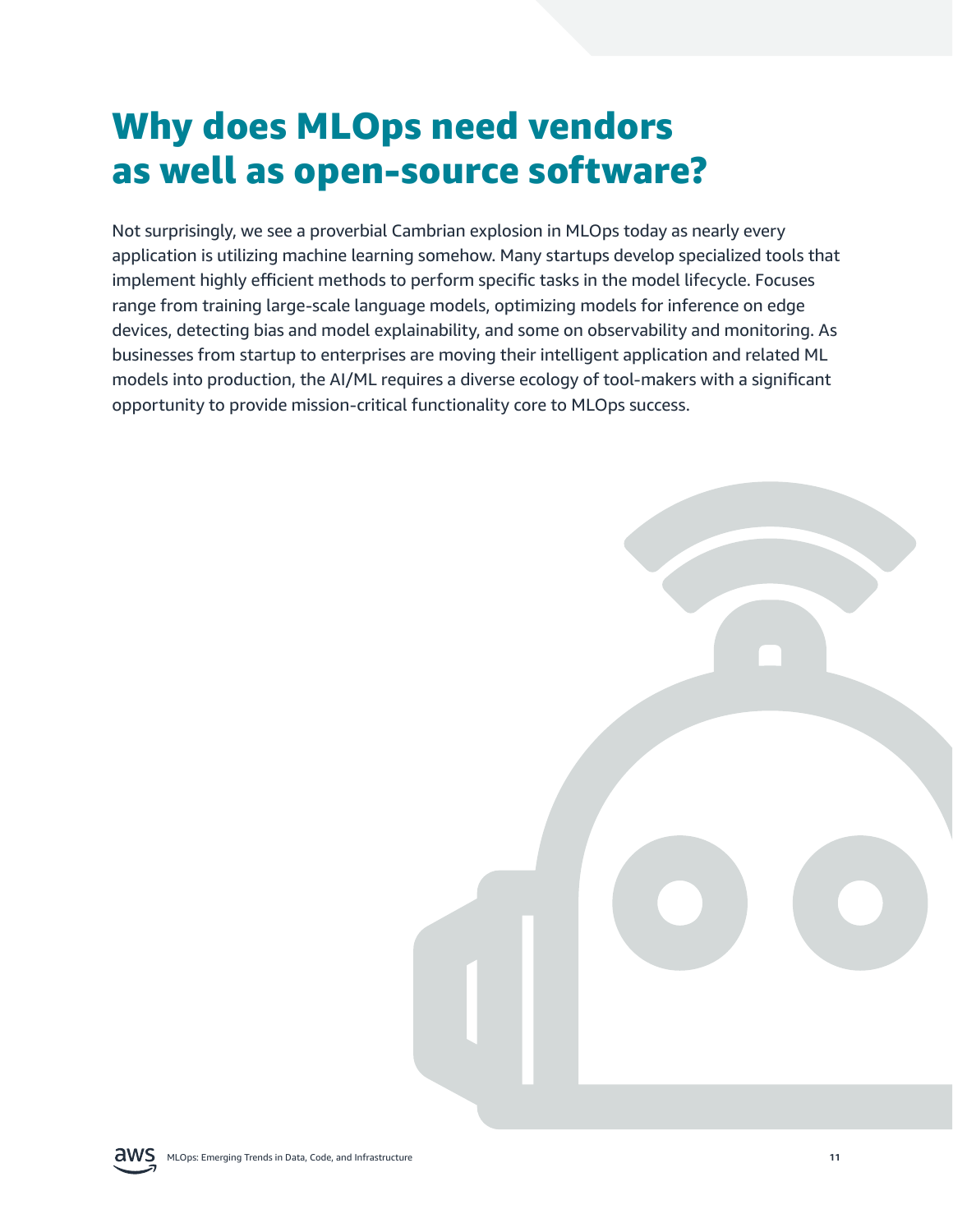# Why does MLOps need vendors as well as open-source software?

Not surprisingly, we see a proverbial Cambrian explosion in MLOps today as nearly every application is utilizing machine learning somehow. Many startups develop specialized tools that implement highly efficient methods to perform specific tasks in the model lifecycle. Focuses range from training large-scale language models, optimizing models for inference on edge devices, detecting bias and model explainability, and some on observability and monitoring. As businesses from startup to enterprises are moving their intelligent application and related ML models into production, the AI/ML requires a diverse ecology of tool-makers with a significant opportunity to provide mission-critical functionality core to MLOps success.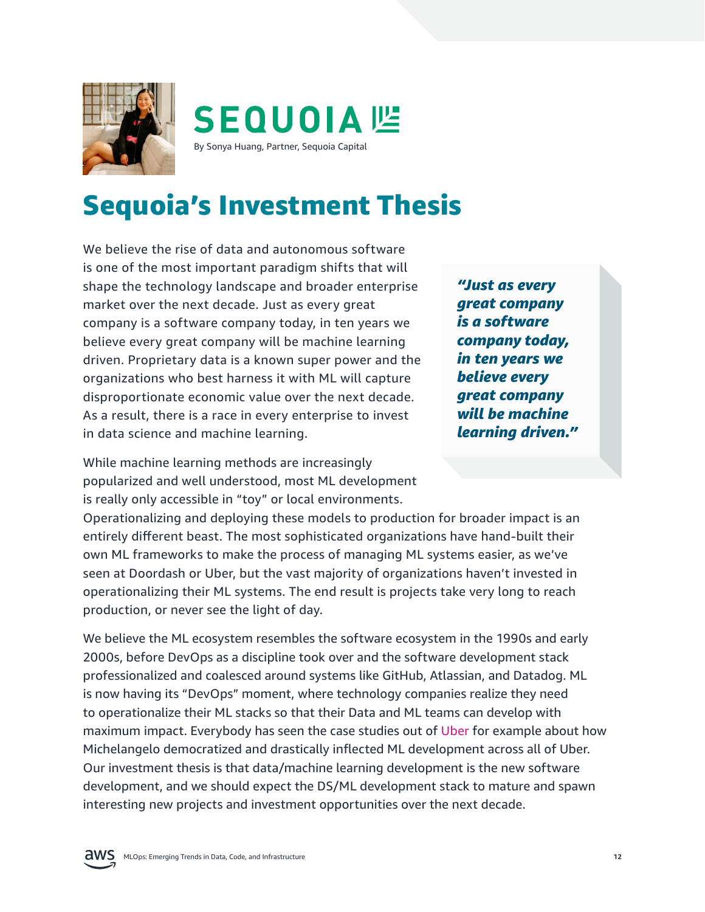SEQUOIA

By Sonya Huang, Partner, Sequoia Capital

# Sequoia's Investment Thesis

We believe the rise of data and autonomous software is one of the most important paradigm shifts that will shape the technology landscape and broader enterprise market over the next decade. Just as every great company is a software company today, in ten years we believe every great company will be machine learning driven. Proprietary data is a known super power and the organizations who best harness it with ML will capture disproportionate economic value over the next decade. As a result, there is a race in every enterprise to invest in data science and machine learning.

> ***"Just as every great company is a software company today, in ten years we believe every great company will be machine learning driven."***

While machine learning methods are increasingly popularized and well understood, most ML development is really only accessible in "toy" or local environments. Operationalizing and deploying these models to production for broader impact is an entirely different beast. The most sophisticated organizations have hand-built their own ML frameworks to make the process of managing ML systems easier, as we've seen at Doordash or Uber, but the vast majority of organizations haven't invested in operationalizing their ML systems. The end result is projects take very long to reach production, or never see the light of day.

We believe the ML ecosystem resembles the software ecosystem in the 1990s and early 2000s, before DevOps as a discipline took over and the software development stack professionalized and coalesced around systems like GitHub, Atlassian, and Datadog. ML is now having its "DevOps" moment, where technology companies realize they need to operationalize their ML stacks so that their Data and ML teams can develop with maximum impact. Everybody has seen the case studies out of Uber for example about how Michelangelo democratized and drastically inflected ML development across all of Uber. Our investment thesis is that data/machine learning development is the new software development, and we should expect the DS/ML development stack to mature and spawn interesting new projects and investment opportunities over the next decade.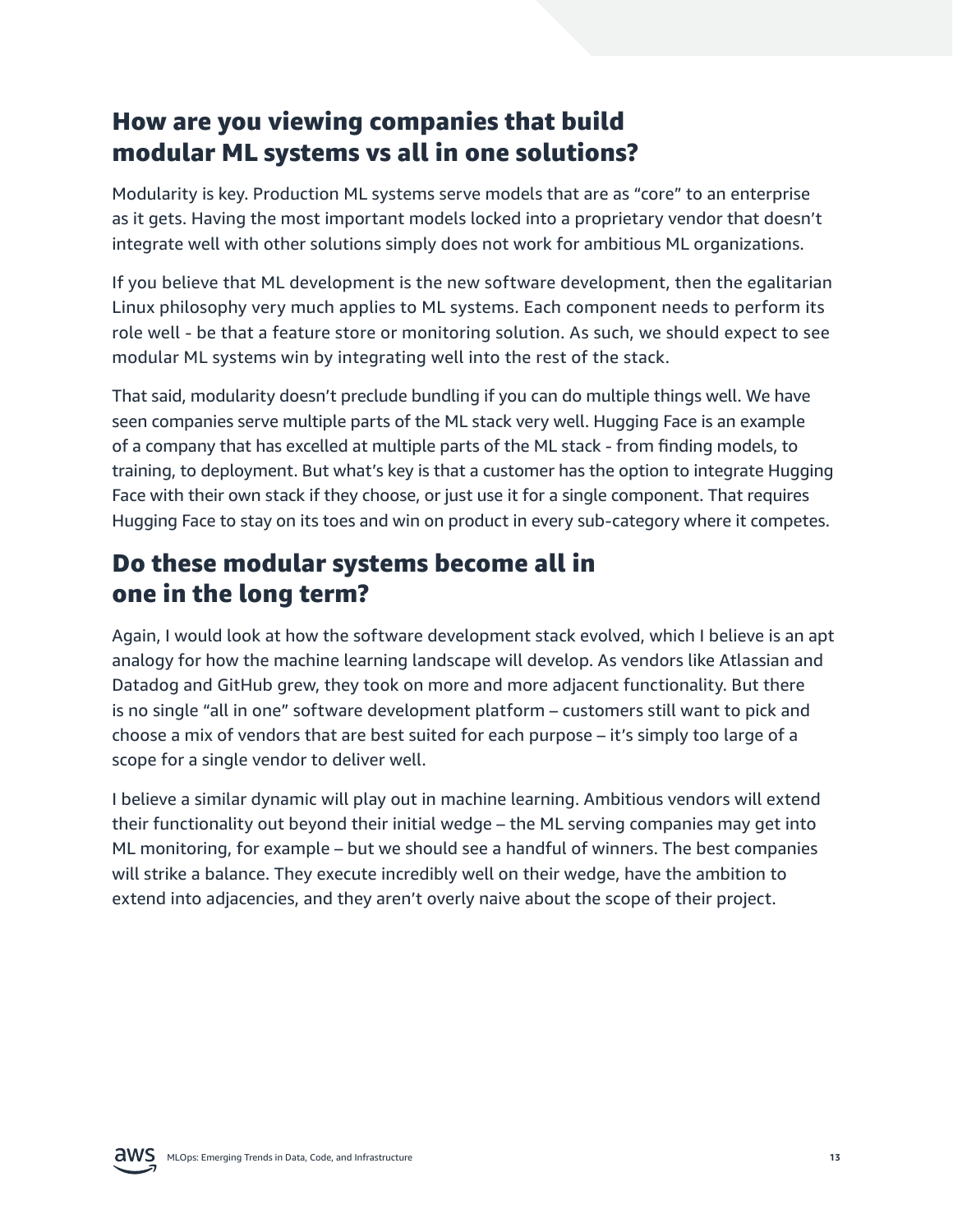## How are you viewing companies that build modular ML systems vs all in one solutions?

Modularity is key. Production ML systems serve models that are as "core" to an enterprise as it gets. Having the most important models locked into a proprietary vendor that doesn't integrate well with other solutions simply does not work for ambitious ML organizations.

If you believe that ML development is the new software development, then the egalitarian Linux philosophy very much applies to ML systems. Each component needs to perform its role well - be that a feature store or monitoring solution. As such, we should expect to see modular ML systems win by integrating well into the rest of the stack.

That said, modularity doesn't preclude bundling if you can do multiple things well. We have seen companies serve multiple parts of the ML stack very well. Hugging Face is an example of a company that has excelled at multiple parts of the ML stack - from finding models, to training, to deployment. But what's key is that a customer has the option to integrate Hugging Face with their own stack if they choose, or just use it for a single component. That requires Hugging Face to stay on its toes and win on product in every sub-category where it competes.

## Do these modular systems become all in one in the long term?

Again, I would look at how the software development stack evolved, which I believe is an apt analogy for how the machine learning landscape will develop. As vendors like Atlassian and Datadog and GitHub grew, they took on more and more adjacent functionality. But there is no single "all in one" software development platform – customers still want to pick and choose a mix of vendors that are best suited for each purpose – it's simply too large of a scope for a single vendor to deliver well.

I believe a similar dynamic will play out in machine learning. Ambitious vendors will extend their functionality out beyond their initial wedge – the ML serving companies may get into ML monitoring, for example – but we should see a handful of winners. The best companies will strike a balance. They execute incredibly well on their wedge, have the ambition to extend into adjacencies, and they aren't overly naive about the scope of their project.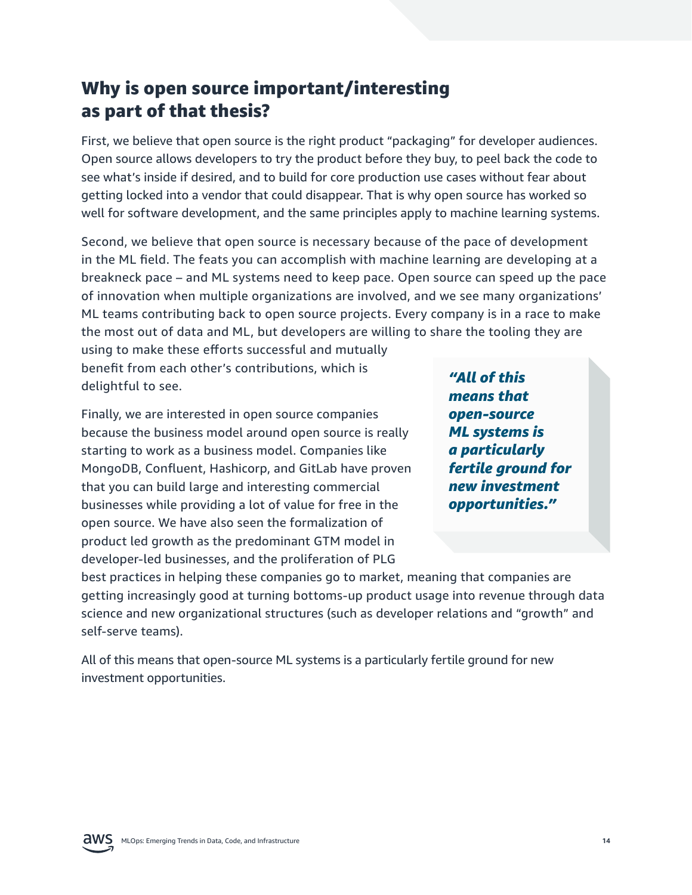## Why is open source important/interesting as part of that thesis?

First, we believe that open source is the right product "packaging" for developer audiences. Open source allows developers to try the product before they buy, to peel back the code to see what's inside if desired, and to build for core production use cases without fear about getting locked into a vendor that could disappear. That is why open source has worked so well for software development, and the same principles apply to machine learning systems.

Second, we believe that open source is necessary because of the pace of development in the ML field. The feats you can accomplish with machine learning are developing at a breakneck pace – and ML systems need to keep pace. Open source can speed up the pace of innovation when multiple organizations are involved, and we see many organizations' ML teams contributing back to open source projects. Every company is in a race to make the most out of data and ML, but developers are willing to share the tooling they are using to make these efforts successful and mutually benefit from each other's contributions, which is delightful to see.

> ***"All of this means that open-source ML systems is a particularly fertile ground for new investment opportunities."***

Finally, we are interested in open source companies because the business model around open source is really starting to work as a business model. Companies like MongoDB, Confluent, Hashicorp, and GitLab have proven that you can build large and interesting commercial businesses while providing a lot of value for free in the open source. We have also seen the formalization of product led growth as the predominant GTM model in developer-led businesses, and the proliferation of PLG best practices in helping these companies go to market, meaning that companies are getting increasingly good at turning bottoms-up product usage into revenue through data science and new organizational structures (such as developer relations and "growth" and self-serve teams).

All of this means that open-source ML systems is a particularly fertile ground for new investment opportunities.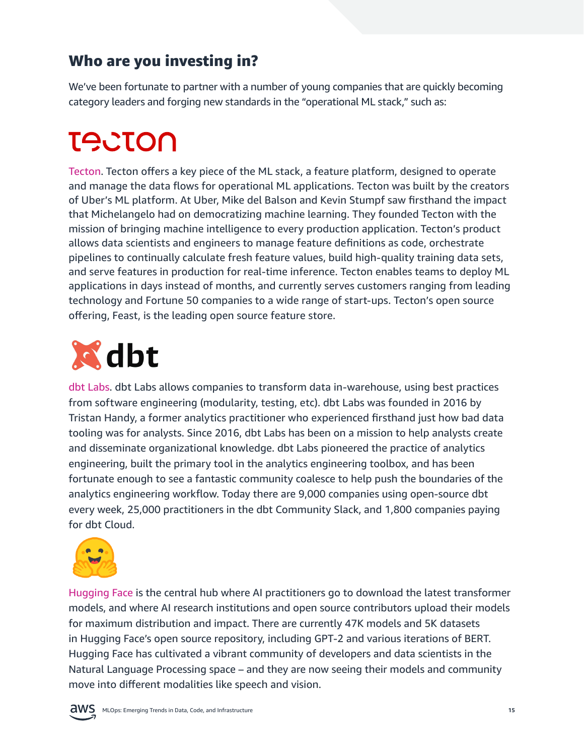## Who are you investing in?

We've been fortunate to partner with a number of young companies that are quickly becoming category leaders and forging new standards in the "operational ML stack," such as:

Tecton. Tecton offers a key piece of the ML stack, a feature platform, designed to operate and manage the data flows for operational ML applications. Tecton was built by the creators of Uber's ML platform. At Uber, Mike del Balson and Kevin Stumpf saw firsthand the impact that Michelangelo had on democratizing machine learning. They founded Tecton with the mission of bringing machine intelligence to every production application. Tecton's product allows data scientists and engineers to manage feature definitions as code, orchestrate pipelines to continually calculate fresh feature values, build high-quality training data sets, and serve features in production for real-time inference. Tecton enables teams to deploy ML applications in days instead of months, and currently serves customers ranging from leading technology and Fortune 50 companies to a wide range of start-ups. Tecton's open source offering, Feast, is the leading open source feature store.

dbt Labs. dbt Labs allows companies to transform data in-warehouse, using best practices from software engineering (modularity, testing, etc). dbt Labs was founded in 2016 by Tristan Handy, a former analytics practitioner who experienced firsthand just how bad data tooling was for analysts. Since 2016, dbt Labs has been on a mission to help analysts create and disseminate organizational knowledge. dbt Labs pioneered the practice of analytics engineering, built the primary tool in the analytics engineering toolbox, and has been fortunate enough to see a fantastic community coalesce to help push the boundaries of the analytics engineering workflow. Today there are 9,000 companies using open-source dbt every week, 25,000 practitioners in the dbt Community Slack, and 1,800 companies paying for dbt Cloud.

Hugging Face is the central hub where AI practitioners go to download the latest transformer models, and where AI research institutions and open source contributors upload their models for maximum distribution and impact. There are currently 47K models and 5K datasets in Hugging Face's open source repository, including GPT-2 and various iterations of BERT. Hugging Face has cultivated a vibrant community of developers and data scientists in the Natural Language Processing space – and they are now seeing their models and community move into different modalities like speech and vision.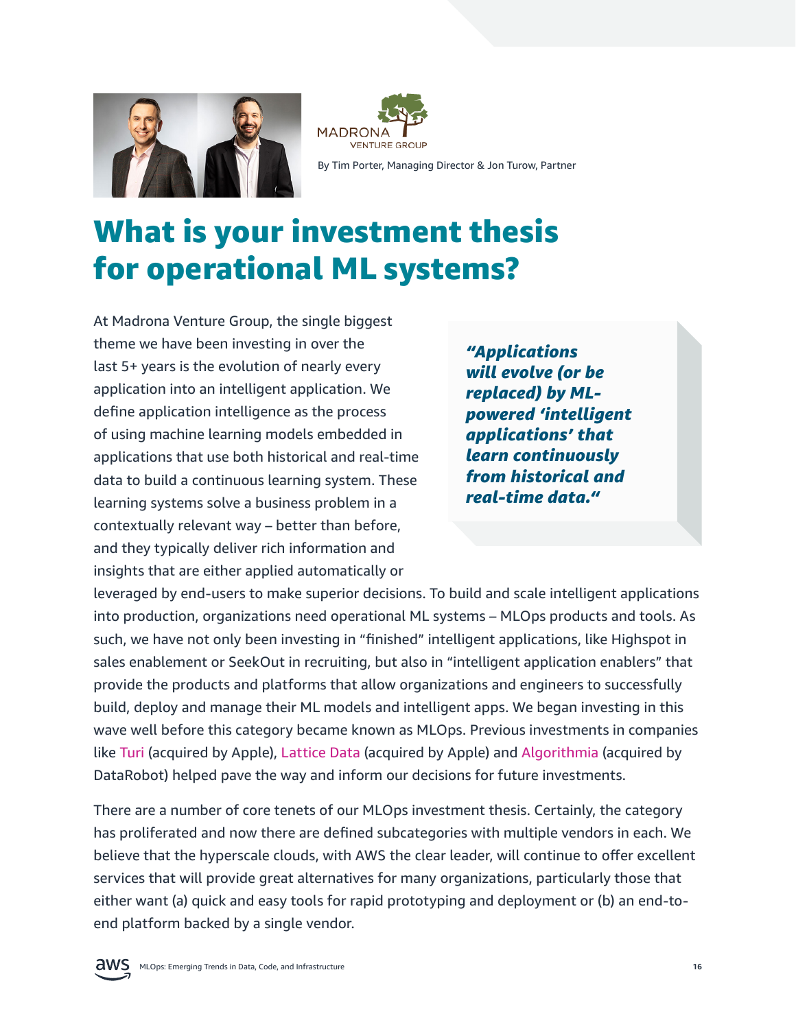MADRONA VENTURE GROUP

By Tim Porter, Managing Director & Jon Turow, Partner

# What is your investment thesis for operational ML systems?

At Madrona Venture Group, the single biggest theme we have been investing in over the last 5+ years is the evolution of nearly every application into an intelligent application. We define application intelligence as the process of using machine learning models embedded in applications that use both historical and real-time data to build a continuous learning system. These learning systems solve a business problem in a contextually relevant way – better than before, and they typically deliver rich information and insights that are either applied automatically or leveraged by end-users to make superior decisions. To build and scale intelligent applications into production, organizations need operational ML systems – MLOps products and tools. As such, we have not only been investing in "finished" intelligent applications, like Highspot in sales enablement or SeekOut in recruiting, but also in "intelligent application enablers" that provide the products and platforms that allow organizations and engineers to successfully build, deploy and manage their ML models and intelligent apps. We began investing in this wave well before this category became known as MLOps. Previous investments in companies like Turi (acquired by Apple), Lattice Data (acquired by Apple) and Algorithmia (acquired by DataRobot) helped pave the way and inform our decisions for future investments.

> ***"Applications will evolve (or be replaced) by ML-powered 'intelligent applications' that learn continuously from historical and real-time data."***

There are a number of core tenets of our MLOps investment thesis. Certainly, the category has proliferated and now there are defined subcategories with multiple vendors in each. We believe that the hyperscale clouds, with AWS the clear leader, will continue to offer excellent services that will provide great alternatives for many organizations, particularly those that either want (a) quick and easy tools for rapid prototyping and deployment or (b) an end-to-end platform backed by a single vendor.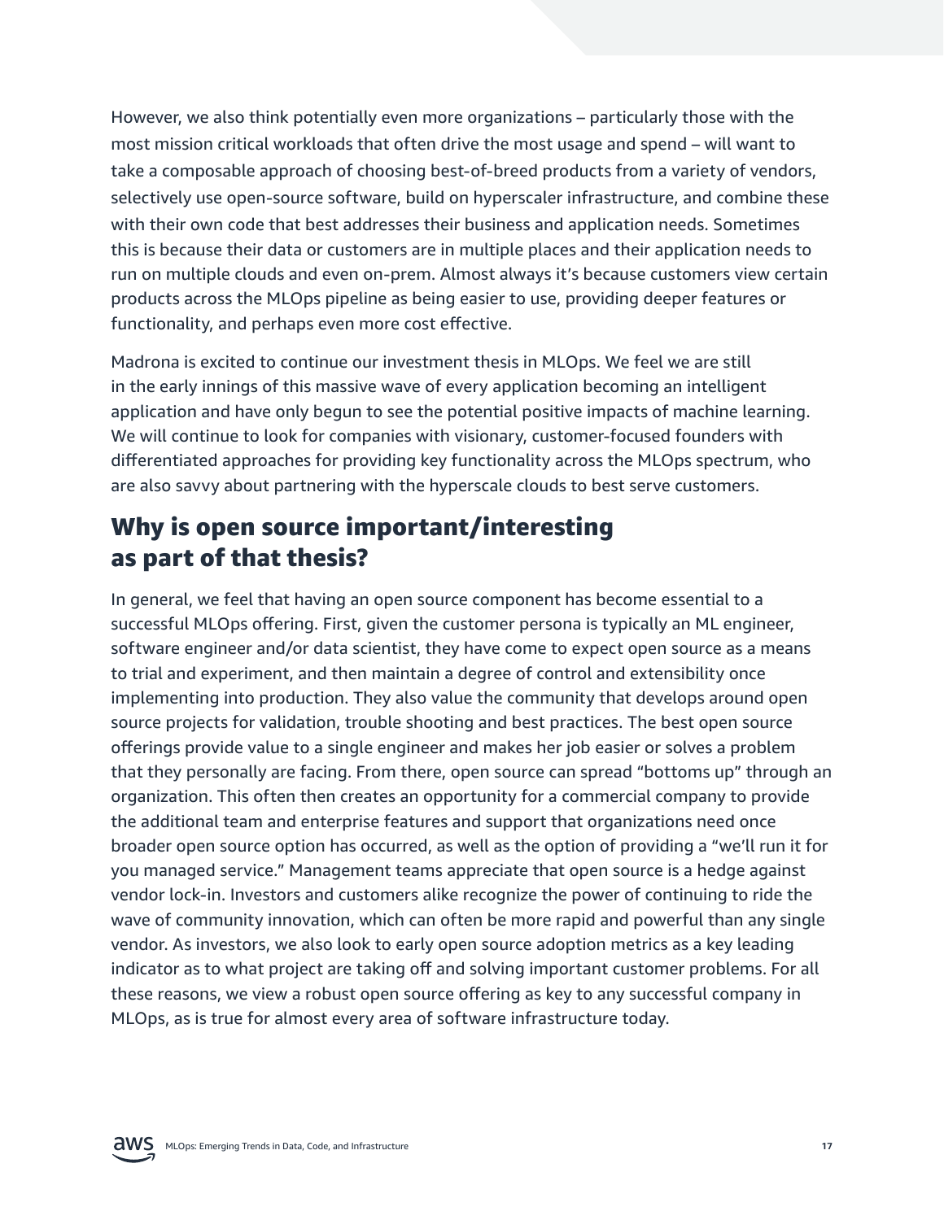However, we also think potentially even more organizations – particularly those with the most mission critical workloads that often drive the most usage and spend – will want to take a composable approach of choosing best-of-breed products from a variety of vendors, selectively use open-source software, build on hyperscaler infrastructure, and combine these with their own code that best addresses their business and application needs. Sometimes this is because their data or customers are in multiple places and their application needs to run on multiple clouds and even on-prem. Almost always it's because customers view certain products across the MLOps pipeline as being easier to use, providing deeper features or functionality, and perhaps even more cost effective.

Madrona is excited to continue our investment thesis in MLOps. We feel we are still in the early innings of this massive wave of every application becoming an intelligent application and have only begun to see the potential positive impacts of machine learning. We will continue to look for companies with visionary, customer-focused founders with differentiated approaches for providing key functionality across the MLOps spectrum, who are also savvy about partnering with the hyperscale clouds to best serve customers.

## Why is open source important/interesting as part of that thesis?

In general, we feel that having an open source component has become essential to a successful MLOps offering. First, given the customer persona is typically an ML engineer, software engineer and/or data scientist, they have come to expect open source as a means to trial and experiment, and then maintain a degree of control and extensibility once implementing into production. They also value the community that develops around open source projects for validation, trouble shooting and best practices. The best open source offerings provide value to a single engineer and makes her job easier or solves a problem that they personally are facing. From there, open source can spread "bottoms up" through an organization. This often then creates an opportunity for a commercial company to provide the additional team and enterprise features and support that organizations need once broader open source option has occurred, as well as the option of providing a "we'll run it for you managed service." Management teams appreciate that open source is a hedge against vendor lock-in. Investors and customers alike recognize the power of continuing to ride the wave of community innovation, which can often be more rapid and powerful than any single vendor. As investors, we also look to early open source adoption metrics as a key leading indicator as to what project are taking off and solving important customer problems. For all these reasons, we view a robust open source offering as key to any successful company in MLOps, as is true for almost every area of software infrastructure today.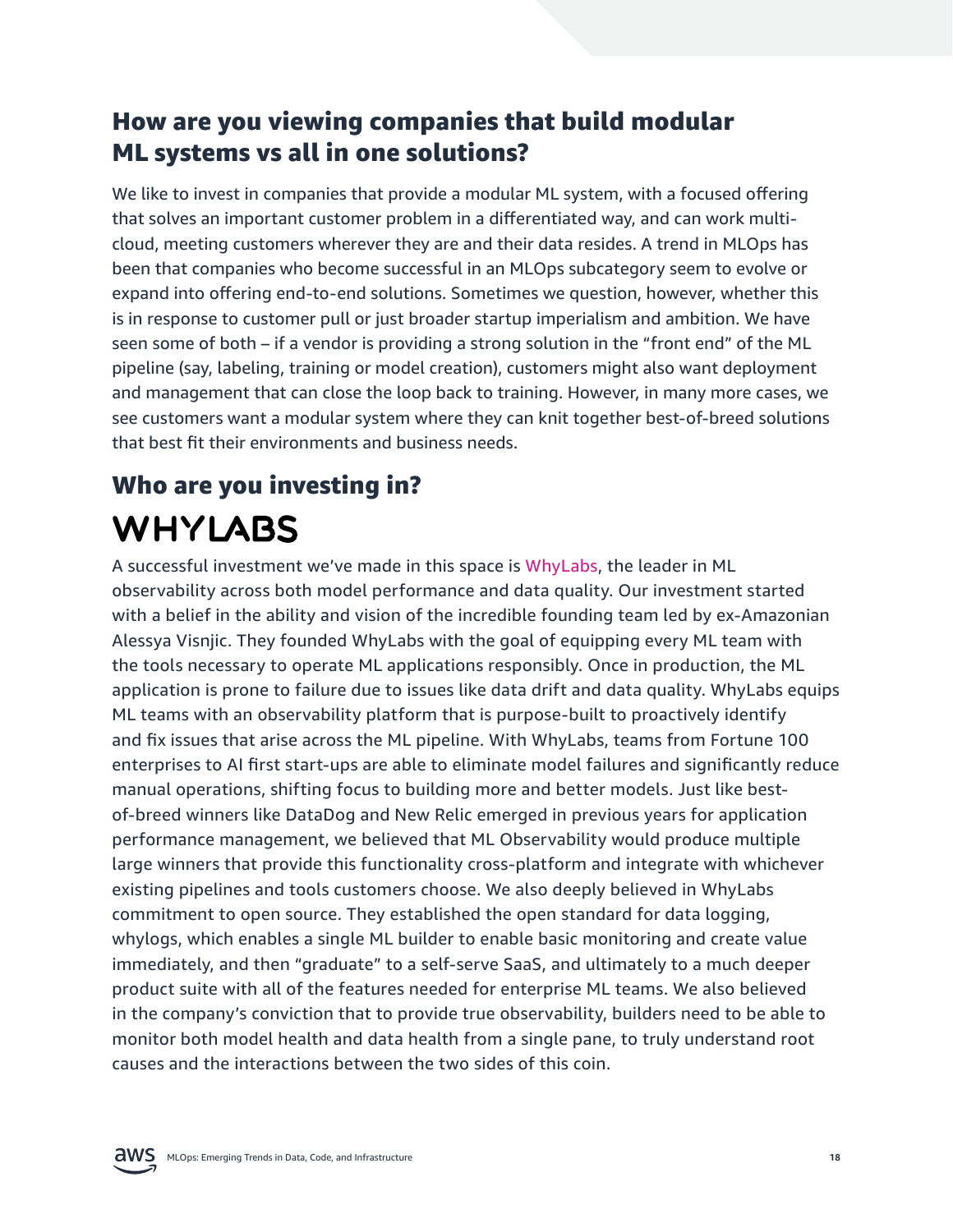## How are you viewing companies that build modular ML systems vs all in one solutions?

We like to invest in companies that provide a modular ML system, with a focused offering that solves an important customer problem in a differentiated way, and can work multi-cloud, meeting customers wherever they are and their data resides. A trend in MLOps has been that companies who become successful in an MLOps subcategory seem to evolve or expand into offering end-to-end solutions. Sometimes we question, however, whether this is in response to customer pull or just broader startup imperialism and ambition. We have seen some of both – if a vendor is providing a strong solution in the "front end" of the ML pipeline (say, labeling, training or model creation), customers might also want deployment and management that can close the loop back to training. However, in many more cases, we see customers want a modular system where they can knit together best-of-breed solutions that best fit their environments and business needs.

## Who are you investing in?

### WHYLABS

A successful investment we've made in this space is WhyLabs, the leader in ML observability across both model performance and data quality. Our investment started with a belief in the ability and vision of the incredible founding team led by ex-Amazonian Alessya Visnjic. They founded WhyLabs with the goal of equipping every ML team with the tools necessary to operate ML applications responsibly. Once in production, the ML application is prone to failure due to issues like data drift and data quality. WhyLabs equips ML teams with an observability platform that is purpose-built to proactively identify and fix issues that arise across the ML pipeline. With WhyLabs, teams from Fortune 100 enterprises to AI first start-ups are able to eliminate model failures and significantly reduce manual operations, shifting focus to building more and better models. Just like best-of-breed winners like DataDog and New Relic emerged in previous years for application performance management, we believed that ML Observability would produce multiple large winners that provide this functionality cross-platform and integrate with whichever existing pipelines and tools customers choose. We also deeply believed in WhyLabs commitment to open source. They established the open standard for data logging, whylogs, which enables a single ML builder to enable basic monitoring and create value immediately, and then "graduate" to a self-serve SaaS, and ultimately to a much deeper product suite with all of the features needed for enterprise ML teams. We also believed in the company's conviction that to provide true observability, builders need to be able to monitor both model health and data health from a single pane, to truly understand root causes and the interactions between the two sides of this coin.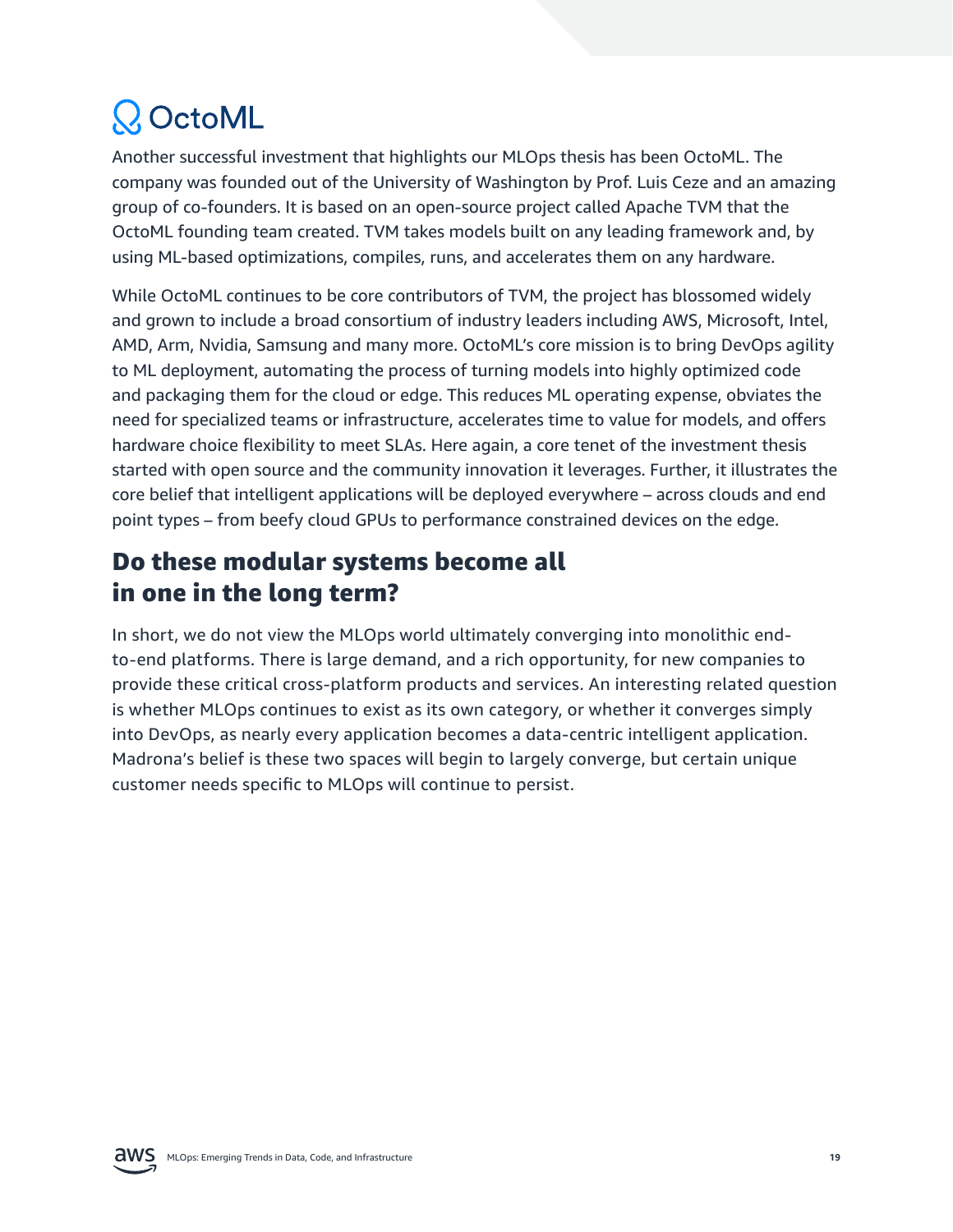## OctoML

Another successful investment that highlights our MLOps thesis has been OctoML. The company was founded out of the University of Washington by Prof. Luis Ceze and an amazing group of co-founders. It is based on an open-source project called Apache TVM that the OctoML founding team created. TVM takes models built on any leading framework and, by using ML-based optimizations, compiles, runs, and accelerates them on any hardware.

While OctoML continues to be core contributors of TVM, the project has blossomed widely and grown to include a broad consortium of industry leaders including AWS, Microsoft, Intel, AMD, Arm, Nvidia, Samsung and many more. OctoML's core mission is to bring DevOps agility to ML deployment, automating the process of turning models into highly optimized code and packaging them for the cloud or edge. This reduces ML operating expense, obviates the need for specialized teams or infrastructure, accelerates time to value for models, and offers hardware choice flexibility to meet SLAs. Here again, a core tenet of the investment thesis started with open source and the community innovation it leverages. Further, it illustrates the core belief that intelligent applications will be deployed everywhere – across clouds and end point types – from beefy cloud GPUs to performance constrained devices on the edge.

## Do these modular systems become all in one in the long term?

In short, we do not view the MLOps world ultimately converging into monolithic end-to-end platforms. There is large demand, and a rich opportunity, for new companies to provide these critical cross-platform products and services. An interesting related question is whether MLOps continues to exist as its own category, or whether it converges simply into DevOps, as nearly every application becomes a data-centric intelligent application. Madrona's belief is these two spaces will begin to largely converge, but certain unique customer needs specific to MLOps will continue to persist.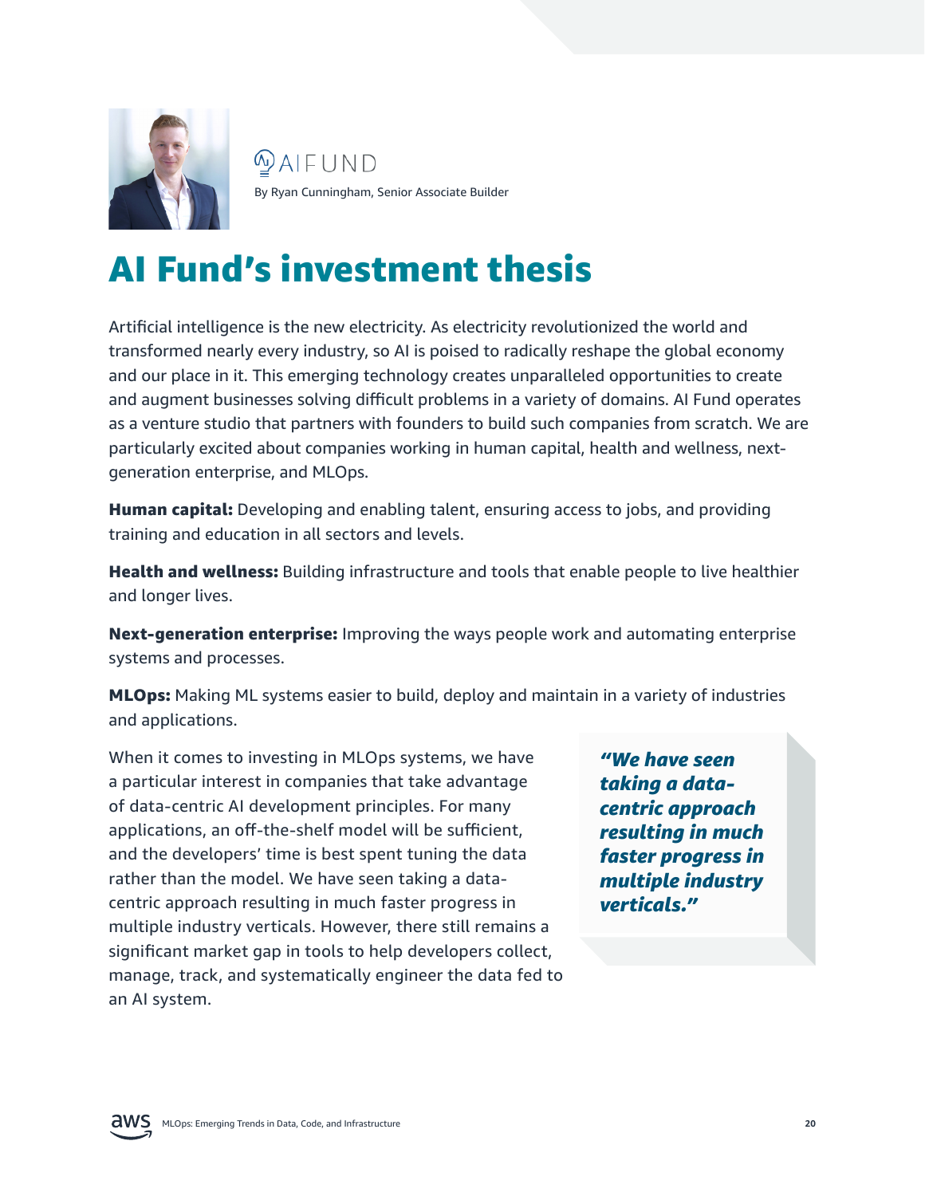AI FUND

By Ryan Cunningham, Senior Associate Builder

# AI Fund's investment thesis

Artificial intelligence is the new electricity. As electricity revolutionized the world and transformed nearly every industry, so AI is poised to radically reshape the global economy and our place in it. This emerging technology creates unparalleled opportunities to create and augment businesses solving difficult problems in a variety of domains. AI Fund operates as a venture studio that partners with founders to build such companies from scratch. We are particularly excited about companies working in human capital, health and wellness, next-generation enterprise, and MLOps.

**Human capital:** Developing and enabling talent, ensuring access to jobs, and providing training and education in all sectors and levels.

**Health and wellness:** Building infrastructure and tools that enable people to live healthier and longer lives.

**Next-generation enterprise:** Improving the ways people work and automating enterprise systems and processes.

**MLOps:** Making ML systems easier to build, deploy and maintain in a variety of industries and applications.

When it comes to investing in MLOps systems, we have a particular interest in companies that take advantage of data-centric AI development principles. For many applications, an off-the-shelf model will be sufficient, and the developers' time is best spent tuning the data rather than the model. We have seen taking a data-centric approach resulting in much faster progress in multiple industry verticals. However, there still remains a significant market gap in tools to help developers collect, manage, track, and systematically engineer the data fed to an AI system.

> ***"We have seen taking a data-centric approach resulting in much faster progress in multiple industry verticals."***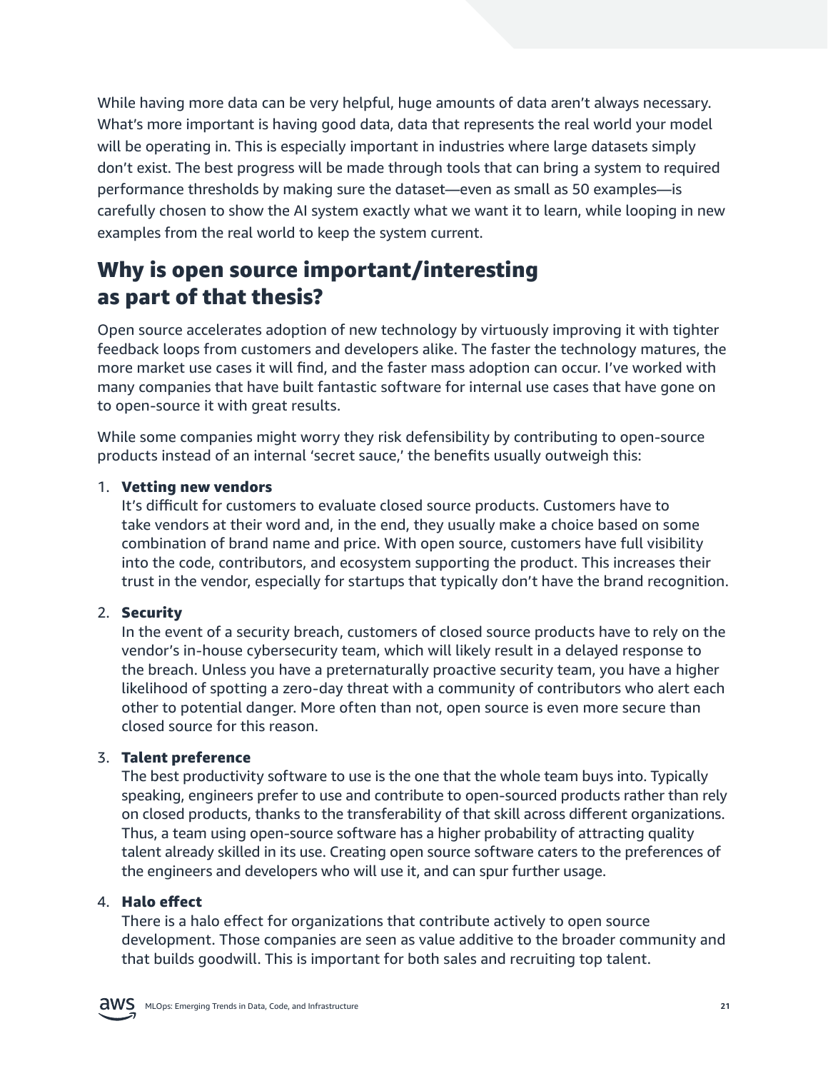While having more data can be very helpful, huge amounts of data aren't always necessary. What's more important is having good data, data that represents the real world your model will be operating in. This is especially important in industries where large datasets simply don't exist. The best progress will be made through tools that can bring a system to required performance thresholds by making sure the dataset—even as small as 50 examples—is carefully chosen to show the AI system exactly what we want it to learn, while looping in new examples from the real world to keep the system current.

## Why is open source important/interesting as part of that thesis?

Open source accelerates adoption of new technology by virtuously improving it with tighter feedback loops from customers and developers alike. The faster the technology matures, the more market use cases it will find, and the faster mass adoption can occur. I've worked with many companies that have built fantastic software for internal use cases that have gone on to open-source it with great results.

While some companies might worry they risk defensibility by contributing to open-source products instead of an internal 'secret sauce,' the benefits usually outweigh this:

1. **Vetting new vendors**
   It's difficult for customers to evaluate closed source products. Customers have to take vendors at their word and, in the end, they usually make a choice based on some combination of brand name and price. With open source, customers have full visibility into the code, contributors, and ecosystem supporting the product. This increases their trust in the vendor, especially for startups that typically don't have the brand recognition.

2. **Security**
   In the event of a security breach, customers of closed source products have to rely on the vendor's in-house cybersecurity team, which will likely result in a delayed response to the breach. Unless you have a preternaturally proactive security team, you have a higher likelihood of spotting a zero-day threat with a community of contributors who alert each other to potential danger. More often than not, open source is even more secure than closed source for this reason.

3. **Talent preference**
   The best productivity software to use is the one that the whole team buys into. Typically speaking, engineers prefer to use and contribute to open-sourced products rather than rely on closed products, thanks to the transferability of that skill across different organizations. Thus, a team using open-source software has a higher probability of attracting quality talent already skilled in its use. Creating open source software caters to the preferences of the engineers and developers who will use it, and can spur further usage.

4. **Halo effect**
   There is a halo effect for organizations that contribute actively to open source development. Those companies are seen as value additive to the broader community and that builds goodwill. This is important for both sales and recruiting top talent.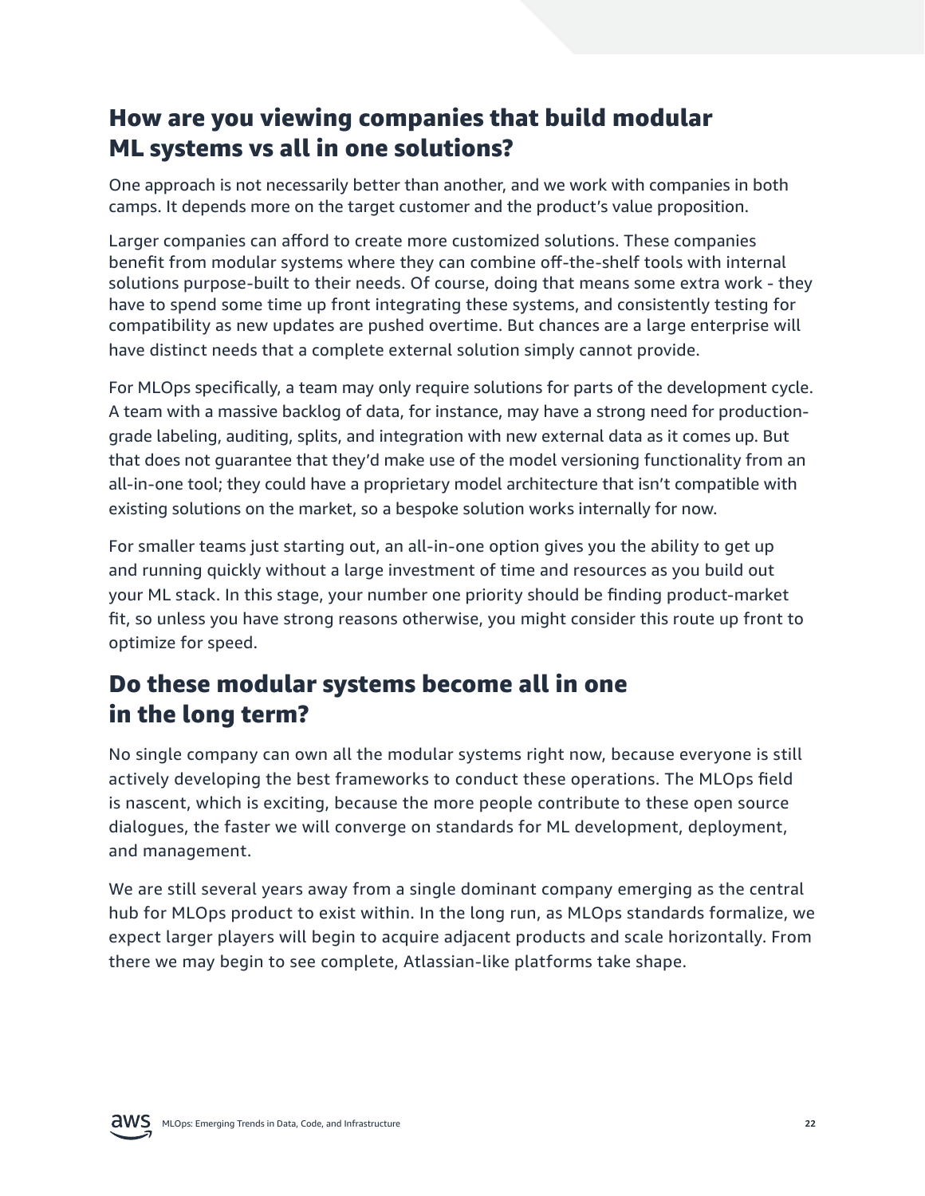## How are you viewing companies that build modular ML systems vs all in one solutions?

One approach is not necessarily better than another, and we work with companies in both camps. It depends more on the target customer and the product's value proposition.

Larger companies can afford to create more customized solutions. These companies benefit from modular systems where they can combine off-the-shelf tools with internal solutions purpose-built to their needs. Of course, doing that means some extra work - they have to spend some time up front integrating these systems, and consistently testing for compatibility as new updates are pushed overtime. But chances are a large enterprise will have distinct needs that a complete external solution simply cannot provide.

For MLOps specifically, a team may only require solutions for parts of the development cycle. A team with a massive backlog of data, for instance, may have a strong need for production-grade labeling, auditing, splits, and integration with new external data as it comes up. But that does not guarantee that they'd make use of the model versioning functionality from an all-in-one tool; they could have a proprietary model architecture that isn't compatible with existing solutions on the market, so a bespoke solution works internally for now.

For smaller teams just starting out, an all-in-one option gives you the ability to get up and running quickly without a large investment of time and resources as you build out your ML stack. In this stage, your number one priority should be finding product-market fit, so unless you have strong reasons otherwise, you might consider this route up front to optimize for speed.

## Do these modular systems become all in one in the long term?

No single company can own all the modular systems right now, because everyone is still actively developing the best frameworks to conduct these operations. The MLOps field is nascent, which is exciting, because the more people contribute to these open source dialogues, the faster we will converge on standards for ML development, deployment, and management.

We are still several years away from a single dominant company emerging as the central hub for MLOps product to exist within. In the long run, as MLOps standards formalize, we expect larger players will begin to acquire adjacent products and scale horizontally. From there we may begin to see complete, Atlassian-like platforms take shape.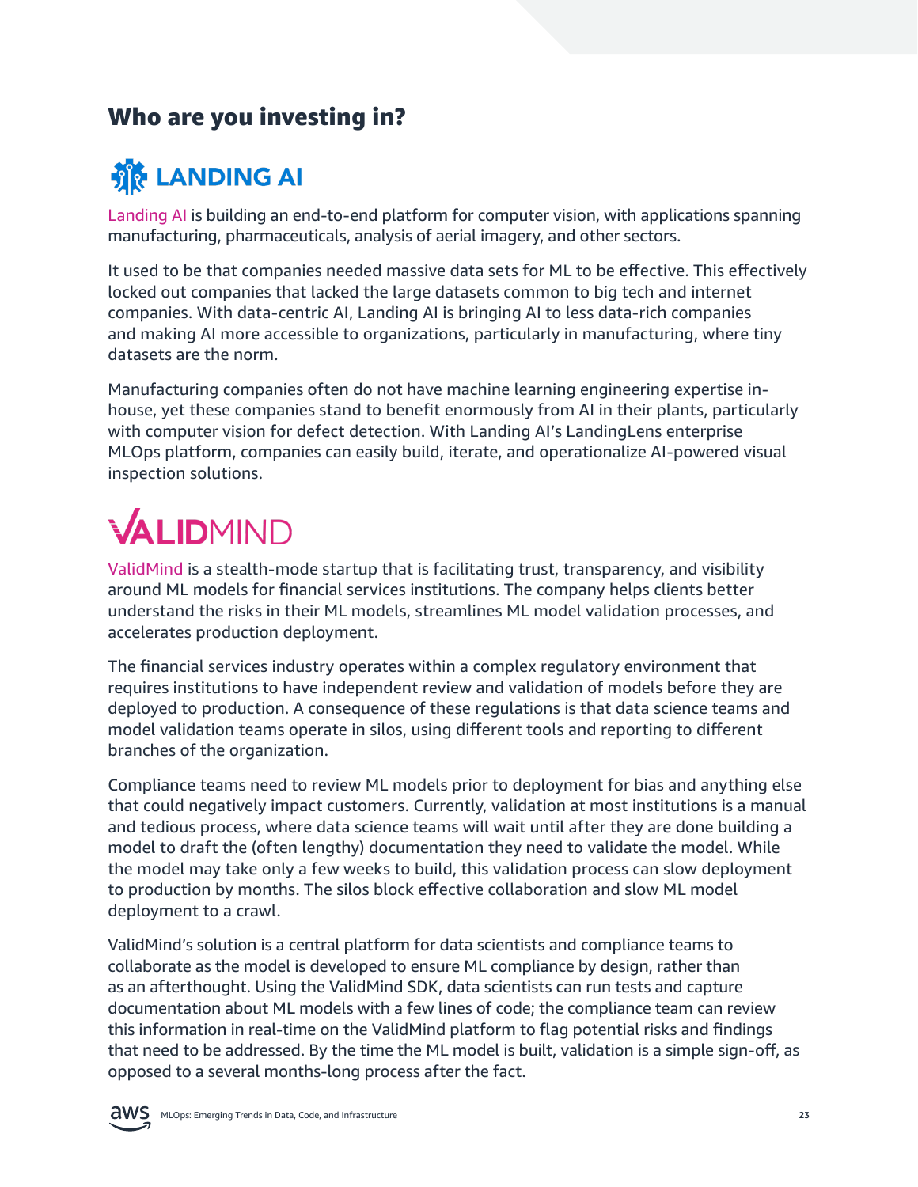## Who are you investing in?

### LANDING AI

Landing AI is building an end-to-end platform for computer vision, with applications spanning manufacturing, pharmaceuticals, analysis of aerial imagery, and other sectors.

It used to be that companies needed massive data sets for ML to be effective. This effectively locked out companies that lacked the large datasets common to big tech and internet companies. With data-centric AI, Landing AI is bringing AI to less data-rich companies and making AI more accessible to organizations, particularly in manufacturing, where tiny datasets are the norm.

Manufacturing companies often do not have machine learning engineering expertise in-house, yet these companies stand to benefit enormously from AI in their plants, particularly with computer vision for defect detection. With Landing AI's LandingLens enterprise MLOps platform, companies can easily build, iterate, and operationalize AI-powered visual inspection solutions.

### VALIDMIND

ValidMind is a stealth-mode startup that is facilitating trust, transparency, and visibility around ML models for financial services institutions. The company helps clients better understand the risks in their ML models, streamlines ML model validation processes, and accelerates production deployment.

The financial services industry operates within a complex regulatory environment that requires institutions to have independent review and validation of models before they are deployed to production. A consequence of these regulations is that data science teams and model validation teams operate in silos, using different tools and reporting to different branches of the organization.

Compliance teams need to review ML models prior to deployment for bias and anything else that could negatively impact customers. Currently, validation at most institutions is a manual and tedious process, where data science teams will wait until after they are done building a model to draft the (often lengthy) documentation they need to validate the model. While the model may take only a few weeks to build, this validation process can slow deployment to production by months. The silos block effective collaboration and slow ML model deployment to a crawl.

ValidMind's solution is a central platform for data scientists and compliance teams to collaborate as the model is developed to ensure ML compliance by design, rather than as an afterthought. Using the ValidMind SDK, data scientists can run tests and capture documentation about ML models with a few lines of code; the compliance team can review this information in real-time on the ValidMind platform to flag potential risks and findings that need to be addressed. By the time the ML model is built, validation is a simple sign-off, as opposed to a several months-long process after the fact.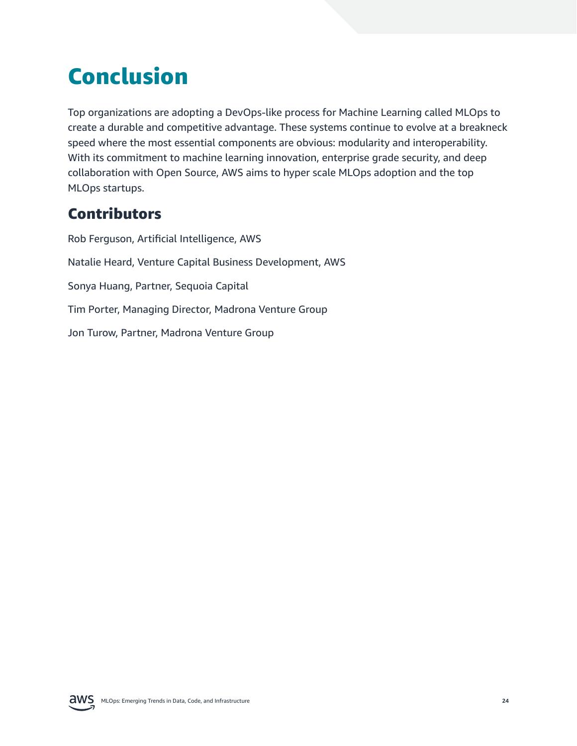# Conclusion

Top organizations are adopting a DevOps-like process for Machine Learning called MLOps to create a durable and competitive advantage. These systems continue to evolve at a breakneck speed where the most essential components are obvious: modularity and interoperability. With its commitment to machine learning innovation, enterprise grade security, and deep collaboration with Open Source, AWS aims to hyper scale MLOps adoption and the top MLOps startups.

## Contributors

Rob Ferguson, Artificial Intelligence, AWS

Natalie Heard, Venture Capital Business Development, AWS

Sonya Huang, Partner, Sequoia Capital

Tim Porter, Managing Director, Madrona Venture Group

Jon Turow, Partner, Madrona Venture Group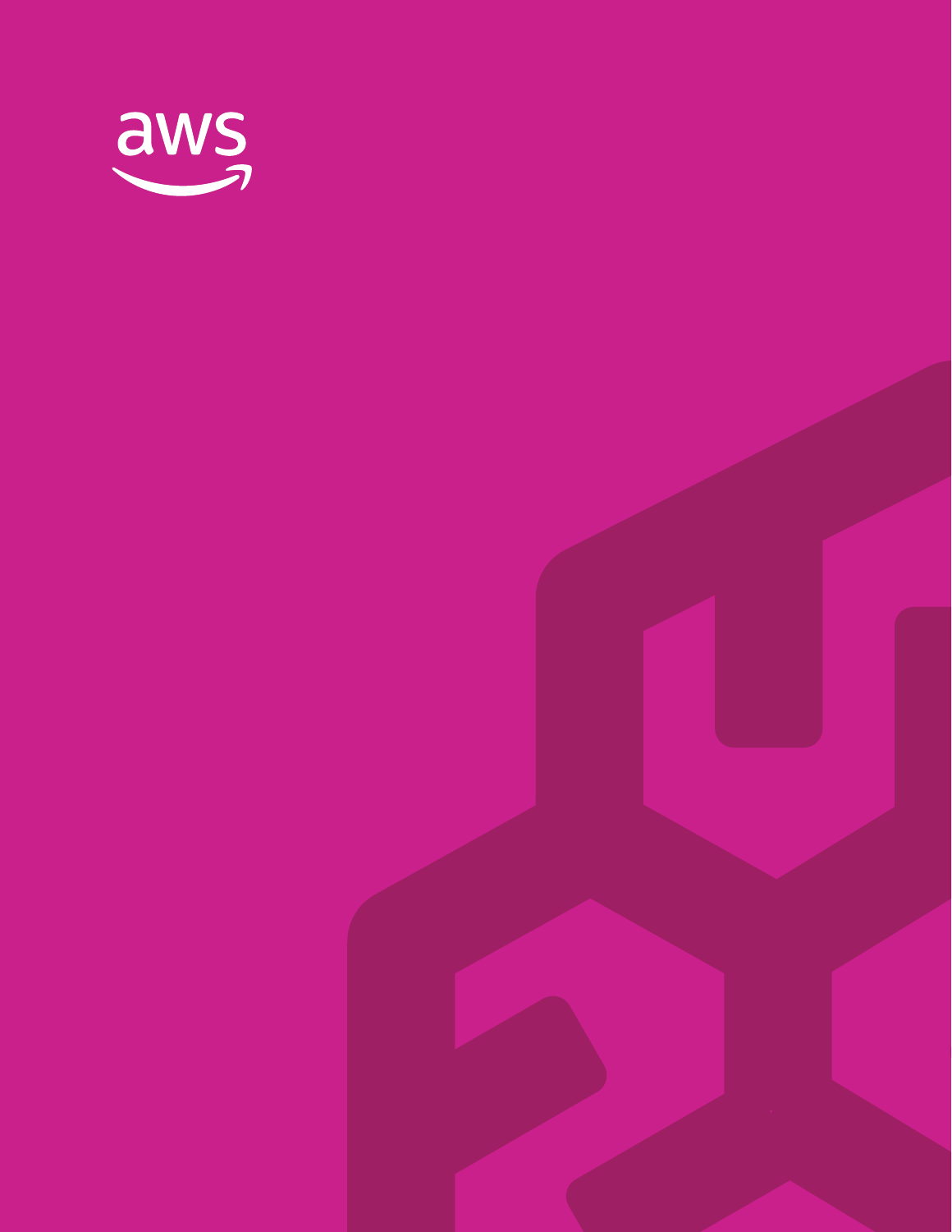aws